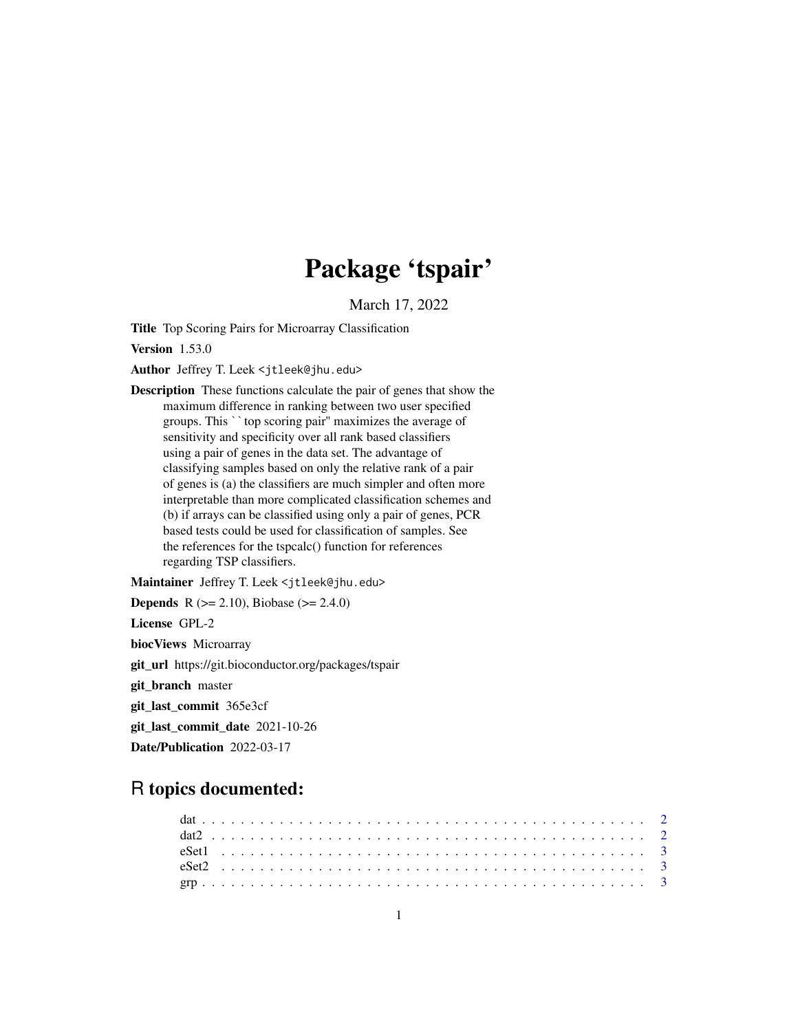# Package 'tspair'

March 17, 2022

**Title** Top Scoring Pairs for Microarray Classification

**Version** 1.53.0

**Author** Jeffrey T. Leek <jtleek@jhu.edu>

**Description** These functions calculate the pair of genes that show the maximum difference in ranking between two user specified groups. This ``top scoring pair'' maximizes the average of sensitivity and specificity over all rank based classifiers using a pair of genes in the data set. The advantage of classifying samples based on only the relative rank of a pair of genes is (a) the classifiers are much simpler and often more interpretable than more complicated classification schemes and (b) if arrays can be classified using only a pair of genes, PCR based tests could be used for classification of samples. See the references for the tspcalc() function for references regarding TSP classifiers.

**Maintainer** Jeffrey T. Leek <jtleek@jhu.edu>

**Depends** R (>= 2.10), Biobase (>= 2.4.0)

**License** GPL-2

**biocViews** Microarray

**git_url** https://git.bioconductor.org/packages/tspair

**git_branch** master

**git_last_commit** 365e3cf

**git_last_commit_date** 2021-10-26

**Date/Publication** 2022-03-17

## R topics documented:

dat . . . . . . . . . . . . . . . . . . . . . . . . . . . . . . . . . . . . . . . . . . . . 2
dat2 . . . . . . . . . . . . . . . . . . . . . . . . . . . . . . . . . . . . . . . . . . . 2
eSet1 . . . . . . . . . . . . . . . . . . . . . . . . . . . . . . . . . . . . . . . . . . . 3
eSet2 . . . . . . . . . . . . . . . . . . . . . . . . . . . . . . . . . . . . . . . . . . . 3
grp . . . . . . . . . . . . . . . . . . . . . . . . . . . . . . . . . . . . . . . . . . . . 3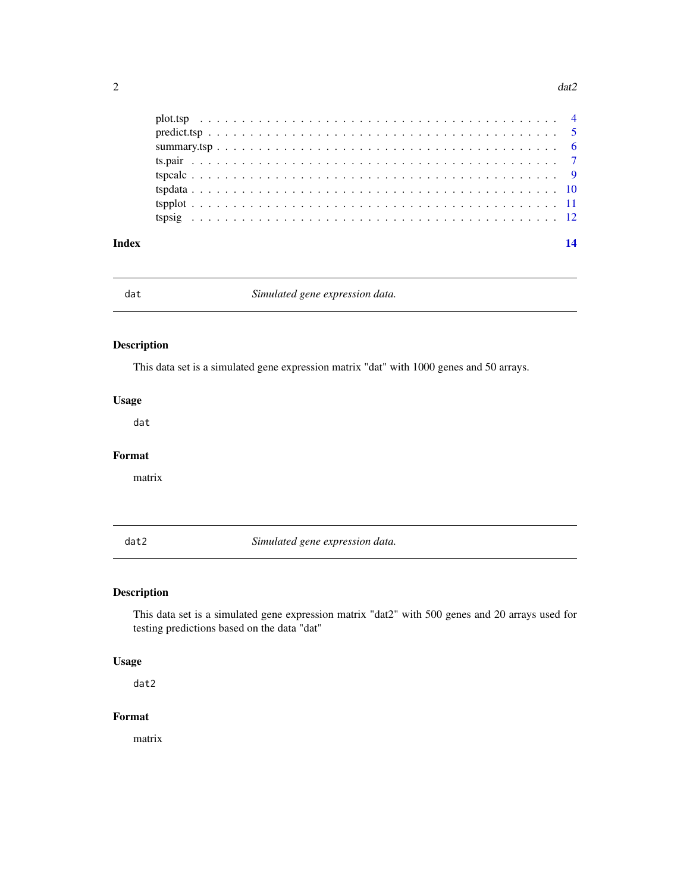plot.tsp . . . . . . . . . . . . . . . . . . . . . . . . . . . . . . . . . . . . . . . . 4
predict.tsp . . . . . . . . . . . . . . . . . . . . . . . . . . . . . . . . . . . . . . . 5
summary.tsp . . . . . . . . . . . . . . . . . . . . . . . . . . . . . . . . . . . . . . 6
ts.pair . . . . . . . . . . . . . . . . . . . . . . . . . . . . . . . . . . . . . . . . . 7
tspcalc . . . . . . . . . . . . . . . . . . . . . . . . . . . . . . . . . . . . . . . . . 9
tspdata . . . . . . . . . . . . . . . . . . . . . . . . . . . . . . . . . . . . . . . . 10
tspplot . . . . . . . . . . . . . . . . . . . . . . . . . . . . . . . . . . . . . . . . 11
tspsig . . . . . . . . . . . . . . . . . . . . . . . . . . . . . . . . . . . . . . . . . 12

**Index** **14**

---

## dat — *Simulated gene expression data.*

### Description

This data set is a simulated gene expression matrix "dat" with 1000 genes and 50 arrays.

### Usage

```
dat
```

### Format

matrix

---

## dat2 — *Simulated gene expression data.*

### Description

This data set is a simulated gene expression matrix "dat2" with 500 genes and 20 arrays used for testing predictions based on the data "dat"

### Usage

```
dat2
```

### Format

matrix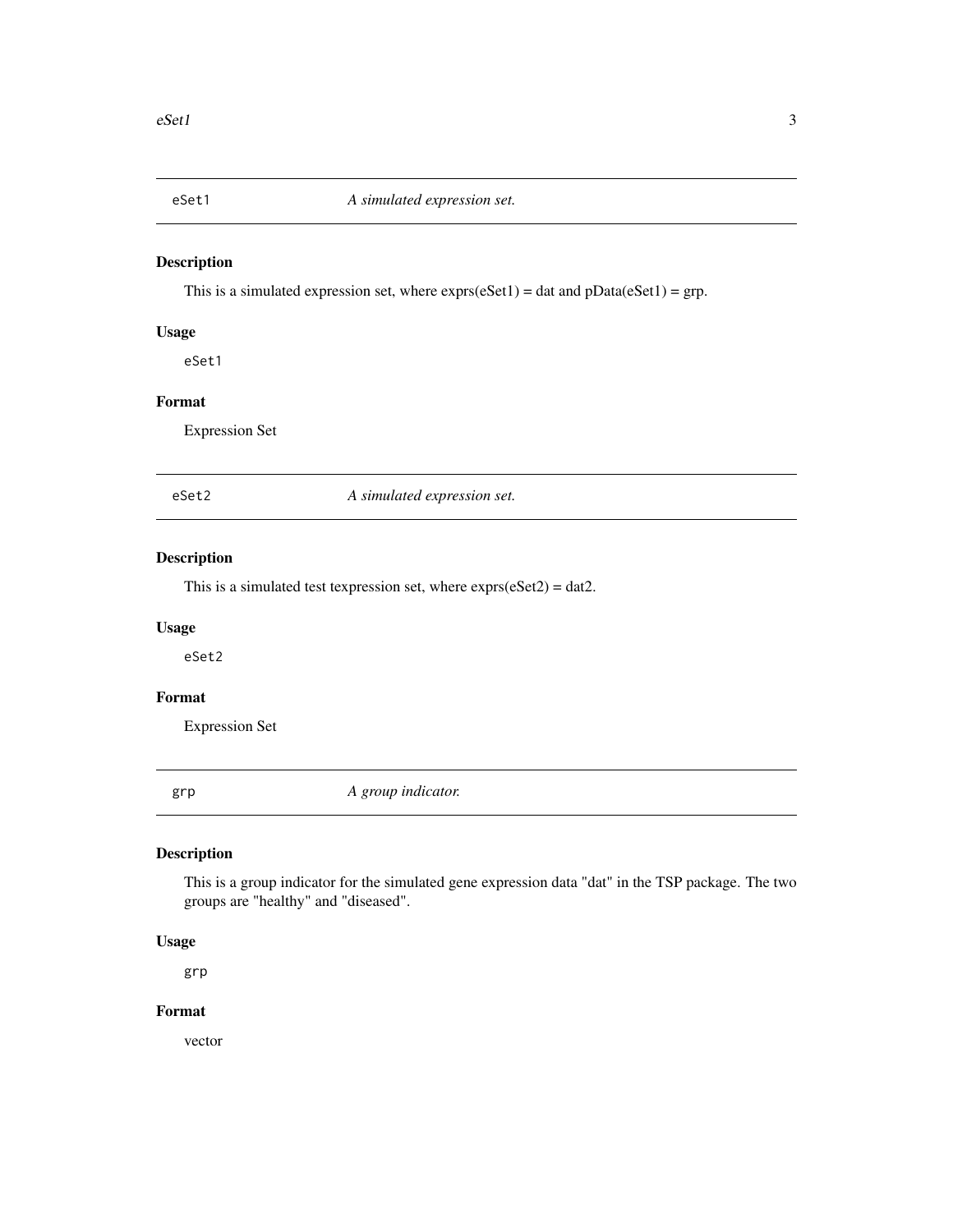## eSet1 — *A simulated expression set.*

### Description

This is a simulated expression set, where exprs(eSet1) = dat and pData(eSet1) = grp.

### Usage

```
eSet1
```

### Format

Expression Set

## eSet2 — *A simulated expression set.*

### Description

This is a simulated test texpression set, where exprs(eSet2) = dat2.

### Usage

```
eSet2
```

### Format

Expression Set

## grp — *A group indicator.*

### Description

This is a group indicator for the simulated gene expression data "dat" in the TSP package. The two groups are "healthy" and "diseased".

### Usage

```
grp
```

### Format

vector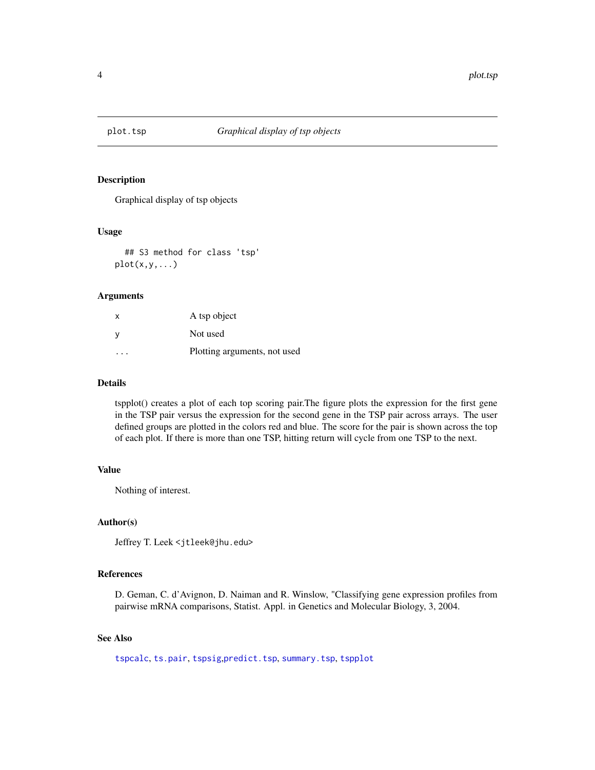# plot.tsp — *Graphical display of tsp objects*

## Description

Graphical display of tsp objects

## Usage

```
  ## S3 method for class 'tsp'
plot(x,y,...)
```

## Arguments

| | |
|---|---|
| `x` | A tsp object |
| `y` | Not used |
| `...` | Plotting arguments, not used |

## Details

tspplot() creates a plot of each top scoring pair.The figure plots the expression for the first gene in the TSP pair versus the expression for the second gene in the TSP pair across arrays. The user defined groups are plotted in the colors red and blue. The score for the pair is shown across the top of each plot. If there is more than one TSP, hitting return will cycle from one TSP to the next.

## Value

Nothing of interest.

## Author(s)

Jeffrey T. Leek <jtleek@jhu.edu>

## References

D. Geman, C. d'Avignon, D. Naiman and R. Winslow, "Classifying gene expression profiles from pairwise mRNA comparisons, Statist. Appl. in Genetics and Molecular Biology, 3, 2004.

## See Also

`tspcalc`, `ts.pair`, `tspsig`,`predict.tsp`, `summary.tsp`, `tspplot`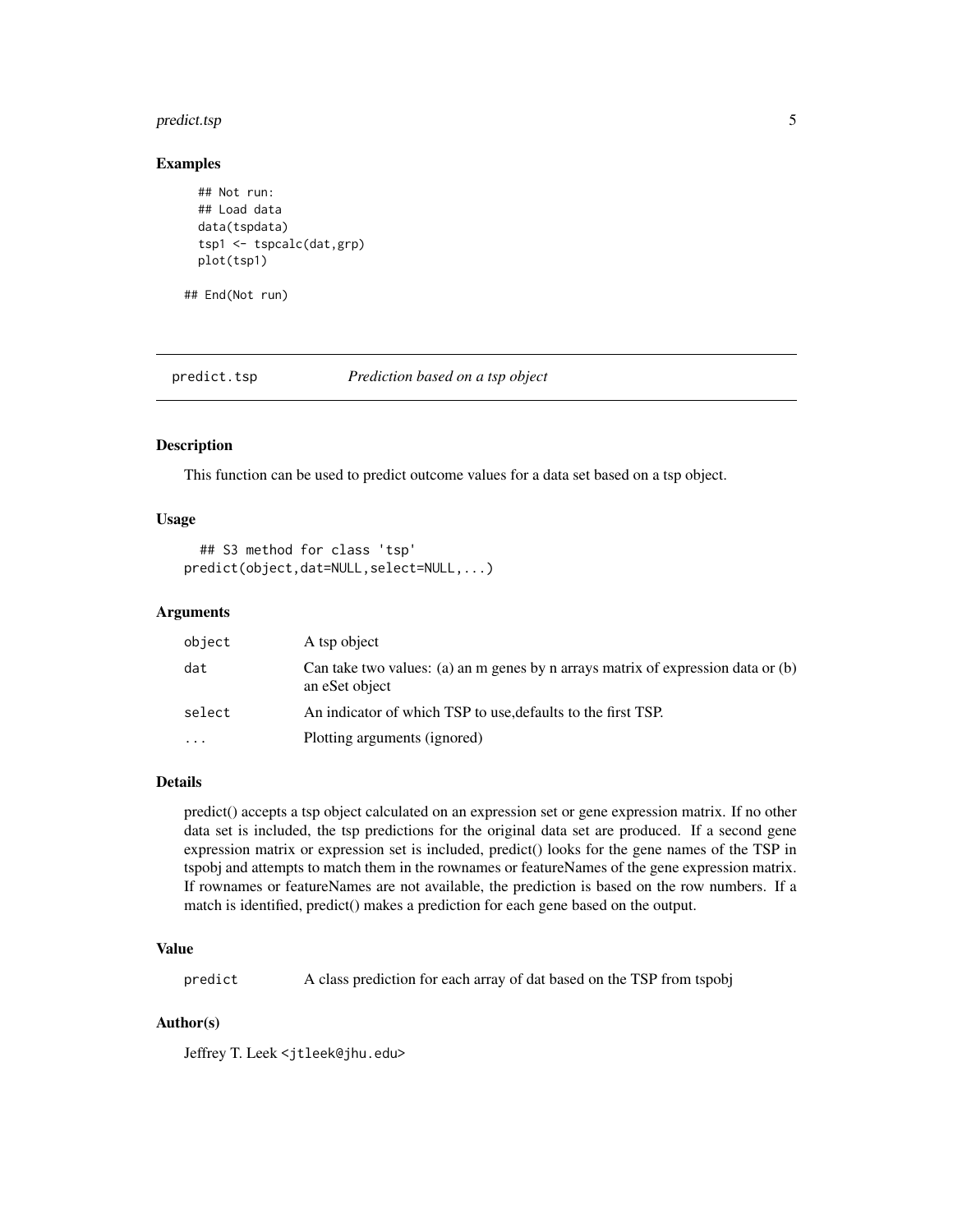### Examples

```
  ## Not run:
  ## Load data
  data(tspdata)
  tsp1 <- tspcalc(dat,grp)
  plot(tsp1)

## End(Not run)
```

---

## predict.tsp *Prediction based on a tsp object*

---

### Description

This function can be used to predict outcome values for a data set based on a tsp object.

### Usage

```
  ## S3 method for class 'tsp'
predict(object,dat=NULL,select=NULL,...)
```

### Arguments

| | |
|---|---|
| object | A tsp object |
| dat | Can take two values: (a) an m genes by n arrays matrix of expression data or (b) an eSet object |
| select | An indicator of which TSP to use,defaults to the first TSP. |
| ... | Plotting arguments (ignored) |

### Details

predict() accepts a tsp object calculated on an expression set or gene expression matrix. If no other data set is included, the tsp predictions for the original data set are produced. If a second gene expression matrix or expression set is included, predict() looks for the gene names of the TSP in tspobj and attempts to match them in the rownames or featureNames of the gene expression matrix. If rownames or featureNames are not available, the prediction is based on the row numbers. If a match is identified, predict() makes a prediction for each gene based on the output.

### Value

| | |
|---|---|
| predict | A class prediction for each array of dat based on the TSP from tspobj |

### Author(s)

Jeffrey T. Leek <jtleek@jhu.edu>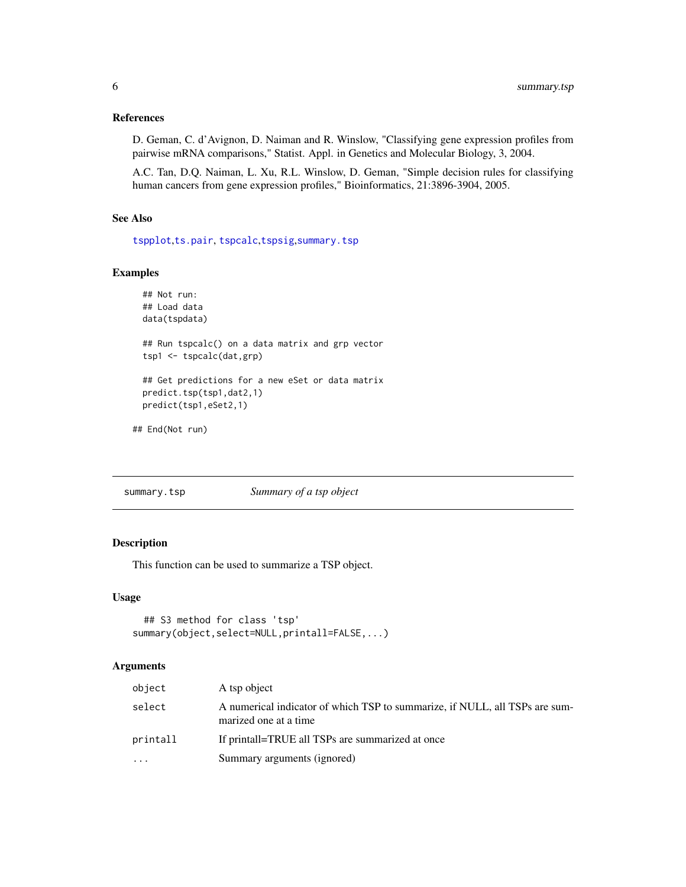### References

D. Geman, C. d'Avignon, D. Naiman and R. Winslow, "Classifying gene expression profiles from pairwise mRNA comparisons," Statist. Appl. in Genetics and Molecular Biology, 3, 2004.

A.C. Tan, D.Q. Naiman, L. Xu, R.L. Winslow, D. Geman, "Simple decision rules for classifying human cancers from gene expression profiles," Bioinformatics, 21:3896-3904, 2005.

### See Also

tspplot,ts.pair, tspcalc,tspsig,summary.tsp

### Examples

```
## Not run:
## Load data
data(tspdata)

## Run tspcalc() on a data matrix and grp vector
tsp1 <- tspcalc(dat,grp)

## Get predictions for a new eSet or data matrix
predict.tsp(tsp1,dat2,1)
predict(tsp1,eSet2,1)

## End(Not run)
```

---

## summary.tsp — *Summary of a tsp object*

### Description

This function can be used to summarize a TSP object.

### Usage

```
## S3 method for class 'tsp'
summary(object,select=NULL,printall=FALSE,...)
```

### Arguments

| | |
|---|---|
| object | A tsp object |
| select | A numerical indicator of which TSP to summarize, if NULL, all TSPs are summarized one at a time |
| printall | If printall=TRUE all TSPs are summarized at once |
| ... | Summary arguments (ignored) |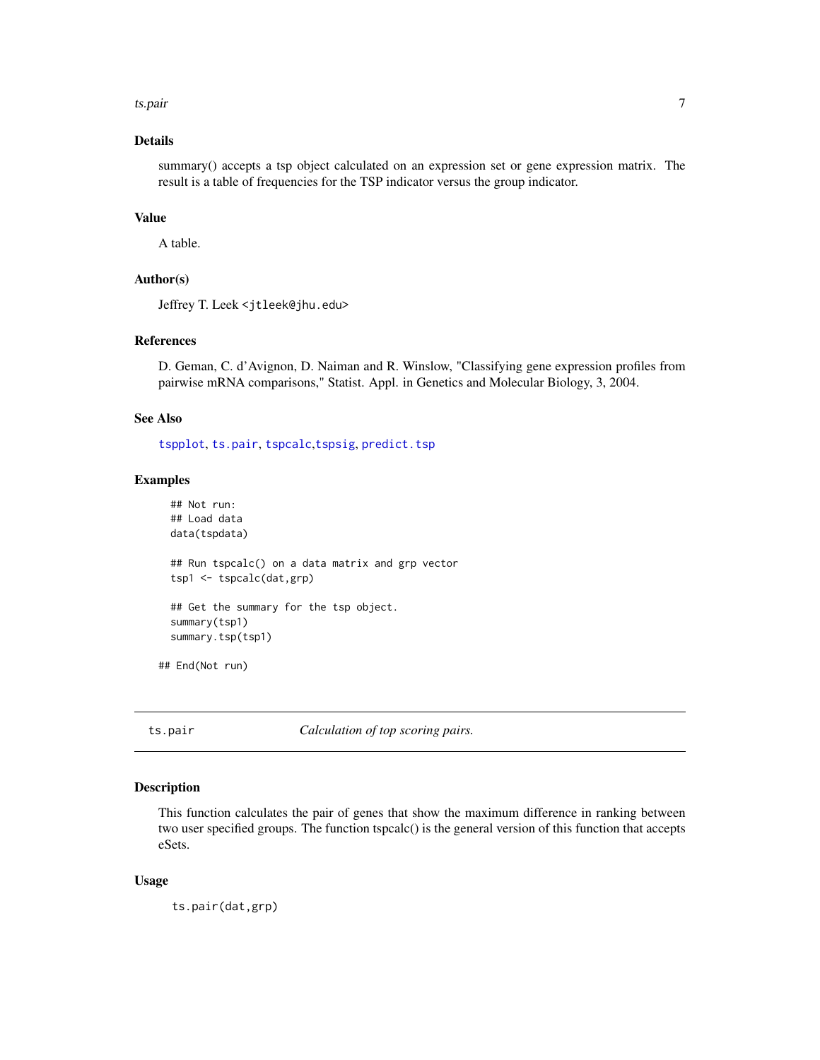## Details

summary() accepts a tsp object calculated on an expression set or gene expression matrix. The result is a table of frequencies for the TSP indicator versus the group indicator.

## Value

A table.

## Author(s)

Jeffrey T. Leek <jtleek@jhu.edu>

## References

D. Geman, C. d'Avignon, D. Naiman and R. Winslow, "Classifying gene expression profiles from pairwise mRNA comparisons," Statist. Appl. in Genetics and Molecular Biology, 3, 2004.

## See Also

tspplot, ts.pair, tspcalc,tspsig, predict.tsp

## Examples

```
  ## Not run:
  ## Load data
  data(tspdata)

  ## Run tspcalc() on a data matrix and grp vector
  tsp1 <- tspcalc(dat,grp)

  ## Get the summary for the tsp object.
  summary(tsp1)
  summary.tsp(tsp1)

## End(Not run)
```

---

# ts.pair — *Calculation of top scoring pairs.*

## Description

This function calculates the pair of genes that show the maximum difference in ranking between two user specified groups. The function tspcalc() is the general version of this function that accepts eSets.

## Usage

```
ts.pair(dat,grp)
```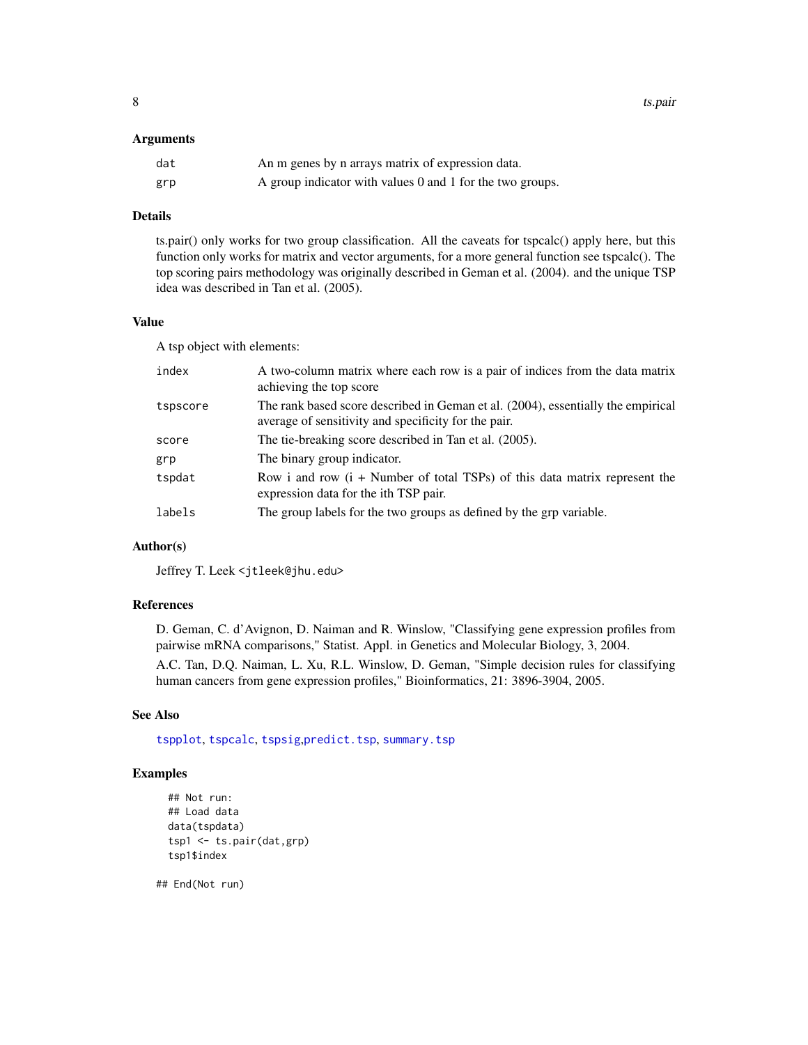## Arguments

| | |
|---|---|
| dat | An m genes by n arrays matrix of expression data. |
| grp | A group indicator with values 0 and 1 for the two groups. |

## Details

ts.pair() only works for two group classification. All the caveats for tspcalc() apply here, but this function only works for matrix and vector arguments, for a more general function see tspcalc(). The top scoring pairs methodology was originally described in Geman et al. (2004). and the unique TSP idea was described in Tan et al. (2005).

## Value

A tsp object with elements:

| | |
|---|---|
| index | A two-column matrix where each row is a pair of indices from the data matrix achieving the top score |
| tspscore | The rank based score described in Geman et al. (2004), essentially the empirical average of sensitivity and specificity for the pair. |
| score | The tie-breaking score described in Tan et al. (2005). |
| grp | The binary group indicator. |
| tspdat | Row i and row (i + Number of total TSPs) of this data matrix represent the expression data for the ith TSP pair. |
| labels | The group labels for the two groups as defined by the grp variable. |

## Author(s)

Jeffrey T. Leek <jtleek@jhu.edu>

## References

D. Geman, C. d'Avignon, D. Naiman and R. Winslow, "Classifying gene expression profiles from pairwise mRNA comparisons," Statist. Appl. in Genetics and Molecular Biology, 3, 2004.

A.C. Tan, D.Q. Naiman, L. Xu, R.L. Winslow, D. Geman, "Simple decision rules for classifying human cancers from gene expression profiles," Bioinformatics, 21: 3896-3904, 2005.

## See Also

tspplot, tspcalc, tspsig,predict.tsp, summary.tsp

## Examples

```
## Not run:
## Load data
data(tspdata)
tsp1 <- ts.pair(dat,grp)
tsp1$index

## End(Not run)
```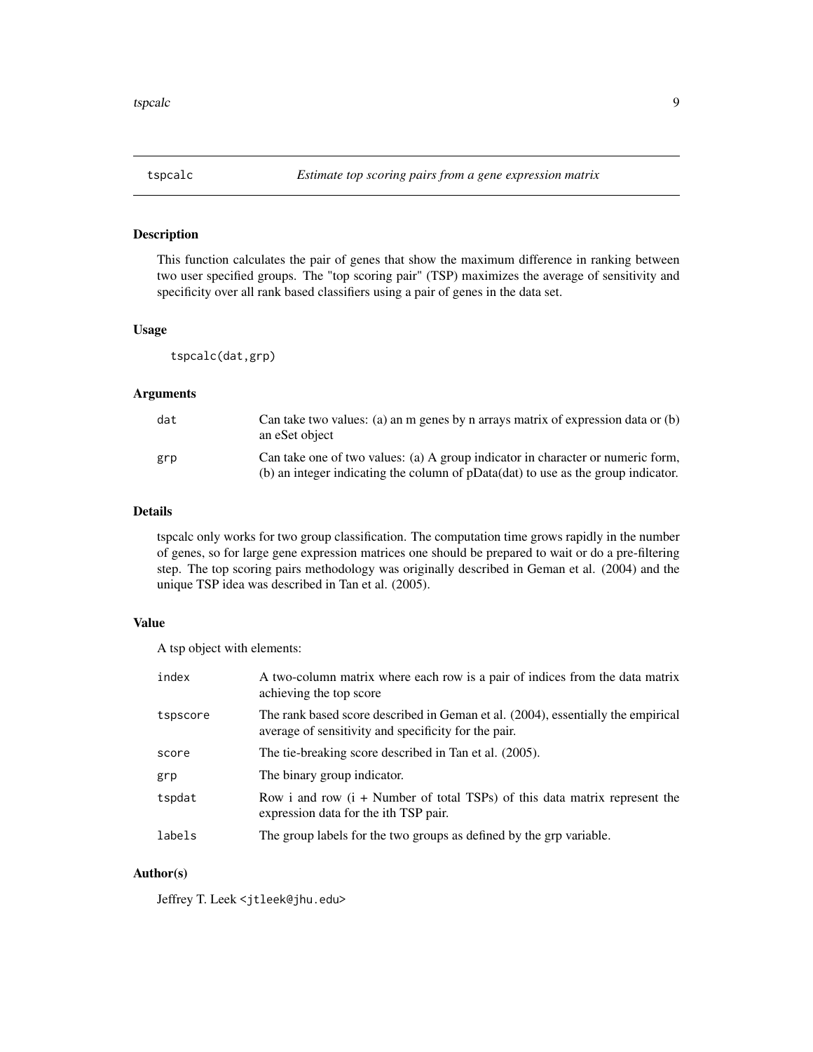# tspcalc — *Estimate top scoring pairs from a gene expression matrix*

## Description

This function calculates the pair of genes that show the maximum difference in ranking between two user specified groups. The "top scoring pair" (TSP) maximizes the average of sensitivity and specificity over all rank based classifiers using a pair of genes in the data set.

## Usage

```
tspcalc(dat,grp)
```

## Arguments

| | |
|---|---|
| `dat` | Can take two values: (a) an m genes by n arrays matrix of expression data or (b) an eSet object |
| `grp` | Can take one of two values: (a) A group indicator in character or numeric form, (b) an integer indicating the column of pData(dat) to use as the group indicator. |

## Details

tspcalc only works for two group classification. The computation time grows rapidly in the number of genes, so for large gene expression matrices one should be prepared to wait or do a pre-filtering step. The top scoring pairs methodology was originally described in Geman et al. (2004) and the unique TSP idea was described in Tan et al. (2005).

## Value

A tsp object with elements:

| | |
|---|---|
| `index` | A two-column matrix where each row is a pair of indices from the data matrix achieving the top score |
| `tspscore` | The rank based score described in Geman et al. (2004), essentially the empirical average of sensitivity and specificity for the pair. |
| `score` | The tie-breaking score described in Tan et al. (2005). |
| `grp` | The binary group indicator. |
| `tspdat` | Row i and row (i + Number of total TSPs) of this data matrix represent the expression data for the ith TSP pair. |
| `labels` | The group labels for the two groups as defined by the grp variable. |

## Author(s)

Jeffrey T. Leek <jtleek@jhu.edu>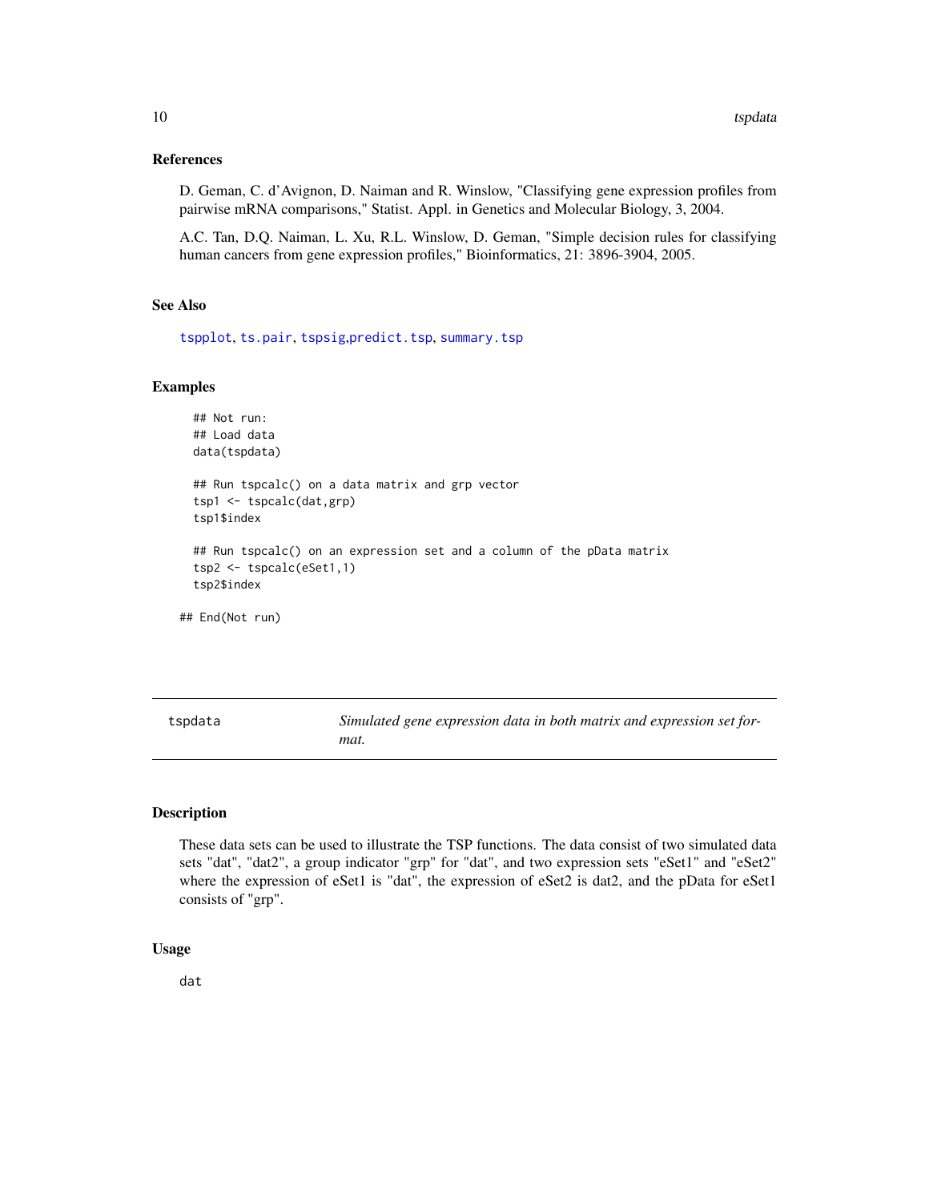### References

D. Geman, C. d'Avignon, D. Naiman and R. Winslow, "Classifying gene expression profiles from pairwise mRNA comparisons," Statist. Appl. in Genetics and Molecular Biology, 3, 2004.

A.C. Tan, D.Q. Naiman, L. Xu, R.L. Winslow, D. Geman, "Simple decision rules for classifying human cancers from gene expression profiles," Bioinformatics, 21: 3896-3904, 2005.

### See Also

tspplot, ts.pair, tspsig,predict.tsp, summary.tsp

### Examples

```
  ## Not run:
  ## Load data
  data(tspdata)

  ## Run tspcalc() on a data matrix and grp vector
  tsp1 <- tspcalc(dat,grp)
  tsp1$index

  ## Run tspcalc() on an expression set and a column of the pData matrix
  tsp2 <- tspcalc(eSet1,1)
  tsp2$index

## End(Not run)
```

---

## tspdata — *Simulated gene expression data in both matrix and expression set format.*

---

### Description

These data sets can be used to illustrate the TSP functions. The data consist of two simulated data sets "dat", "dat2", a group indicator "grp" for "dat", and two expression sets "eSet1" and "eSet2" where the expression of eSet1 is "dat", the expression of eSet2 is dat2, and the pData for eSet1 consists of "grp".

### Usage

```
dat
```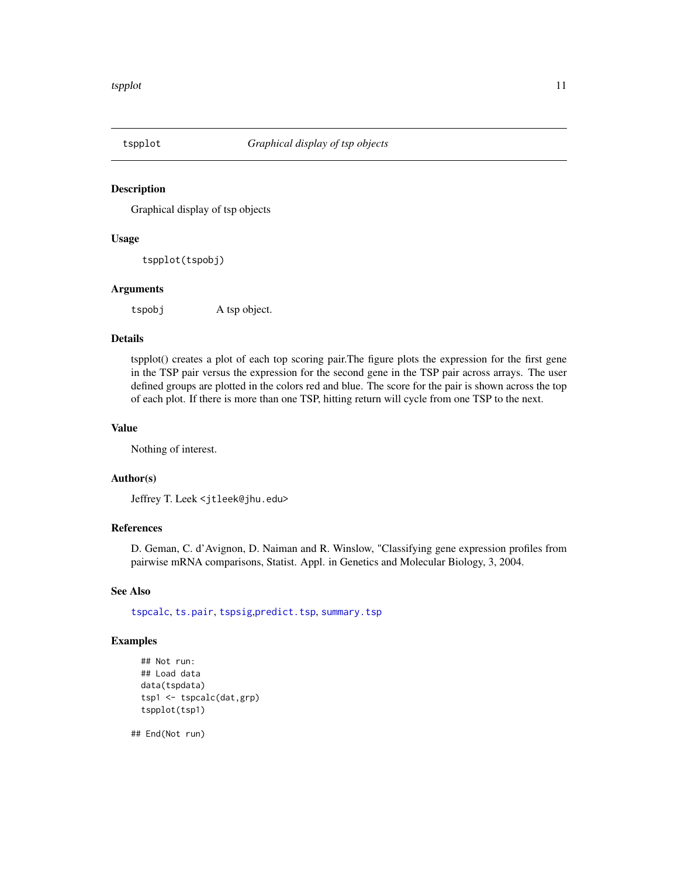## tspplot — *Graphical display of tsp objects*

### Description

Graphical display of tsp objects

### Usage

```
tspplot(tspobj)
```

### Arguments

tspobj    A tsp object.

### Details

tspplot() creates a plot of each top scoring pair.The figure plots the expression for the first gene in the TSP pair versus the expression for the second gene in the TSP pair across arrays. The user defined groups are plotted in the colors red and blue. The score for the pair is shown across the top of each plot. If there is more than one TSP, hitting return will cycle from one TSP to the next.

### Value

Nothing of interest.

### Author(s)

Jeffrey T. Leek <jtleek@jhu.edu>

### References

D. Geman, C. d'Avignon, D. Naiman and R. Winslow, "Classifying gene expression profiles from pairwise mRNA comparisons, Statist. Appl. in Genetics and Molecular Biology, 3, 2004.

### See Also

tspcalc, ts.pair, tspsig,predict.tsp, summary.tsp

### Examples

```
## Not run:
## Load data
data(tspdata)
tsp1 <- tspcalc(dat,grp)
tspplot(tsp1)

## End(Not run)
```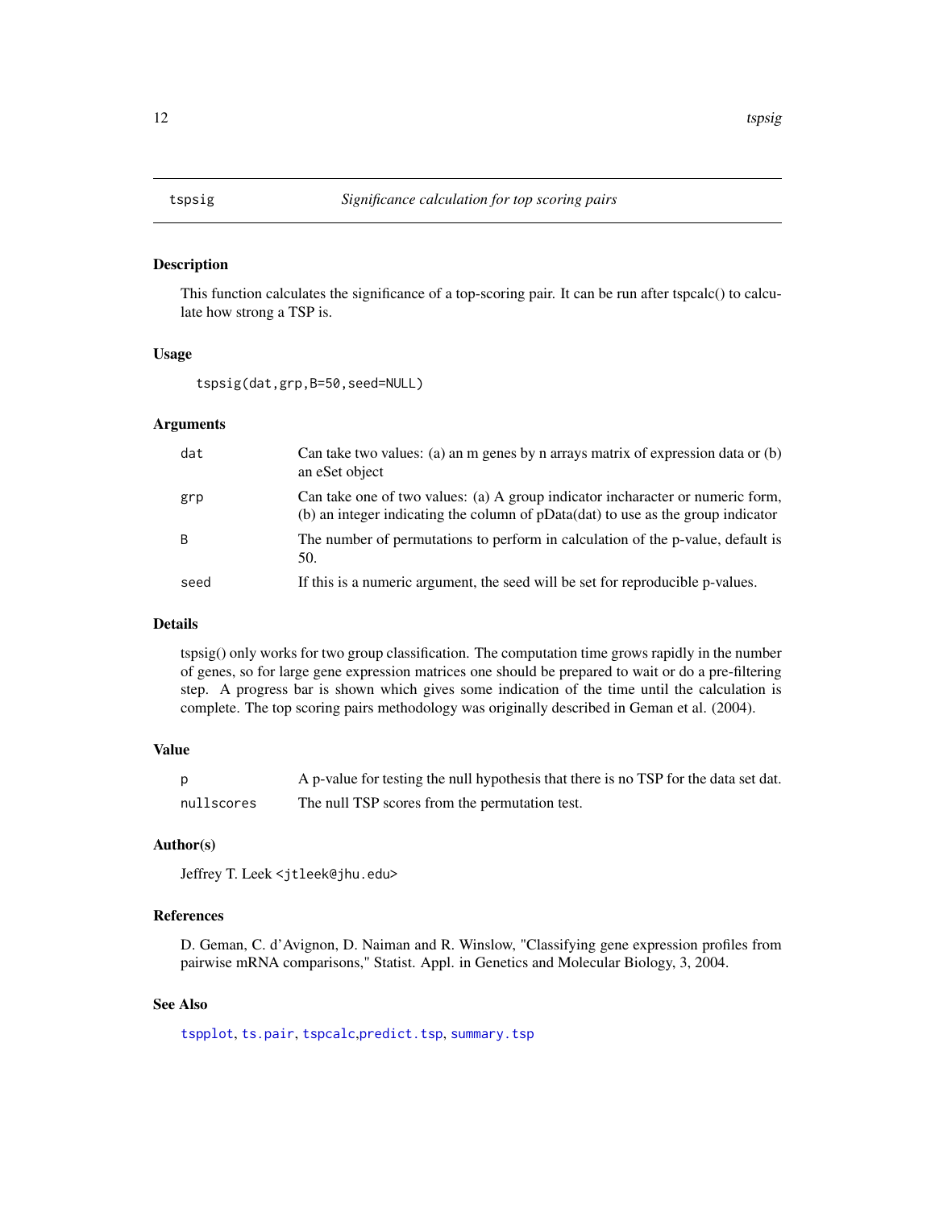# tspsig — *Significance calculation for top scoring pairs*

## Description

This function calculates the significance of a top-scoring pair. It can be run after tspcalc() to calculate how strong a TSP is.

## Usage

```
tspsig(dat,grp,B=50,seed=NULL)
```

## Arguments

| | |
|---|---|
| dat | Can take two values: (a) an m genes by n arrays matrix of expression data or (b) an eSet object |
| grp | Can take one of two values: (a) A group indicator incharacter or numeric form, (b) an integer indicating the column of pData(dat) to use as the group indicator |
| B | The number of permutations to perform in calculation of the p-value, default is 50. |
| seed | If this is a numeric argument, the seed will be set for reproducible p-values. |

## Details

tspsig() only works for two group classification. The computation time grows rapidly in the number of genes, so for large gene expression matrices one should be prepared to wait or do a pre-filtering step. A progress bar is shown which gives some indication of the time until the calculation is complete. The top scoring pairs methodology was originally described in Geman et al. (2004).

## Value

| | |
|---|---|
| p | A p-value for testing the null hypothesis that there is no TSP for the data set dat. |
| nullscores | The null TSP scores from the permutation test. |

## Author(s)

Jeffrey T. Leek <jtleek@jhu.edu>

## References

D. Geman, C. d'Avignon, D. Naiman and R. Winslow, "Classifying gene expression profiles from pairwise mRNA comparisons," Statist. Appl. in Genetics and Molecular Biology, 3, 2004.

## See Also

tspplot, ts.pair, tspcalc,predict.tsp, summary.tsp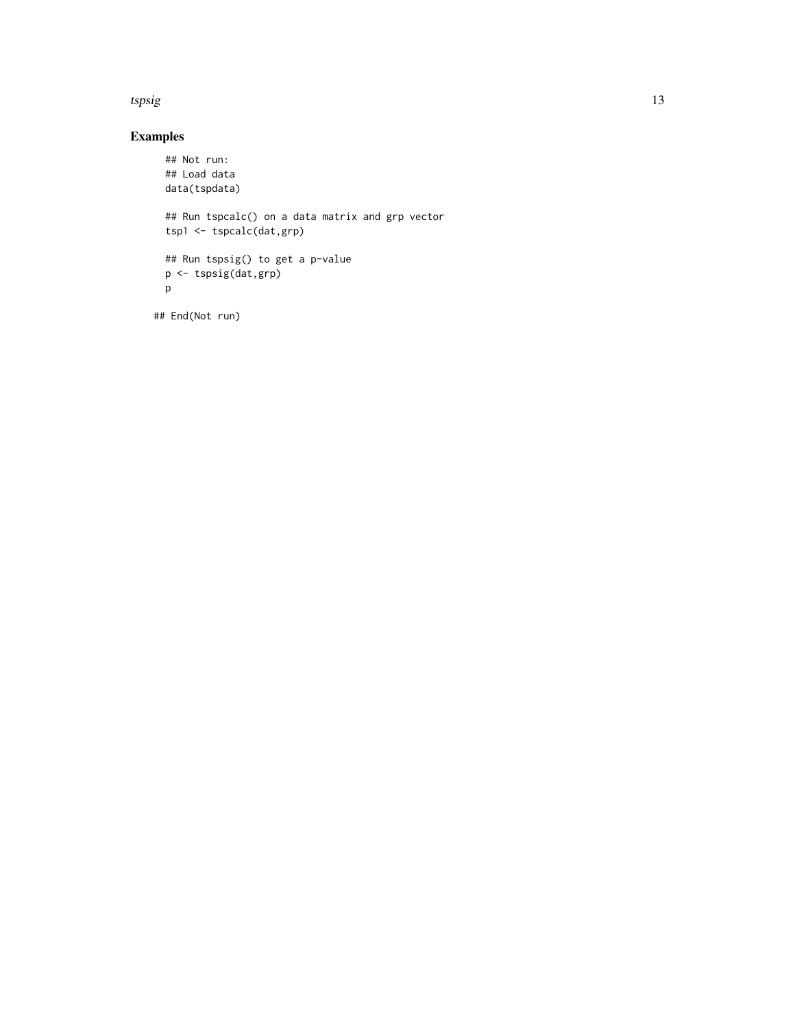## Examples

```
## Not run:
## Load data
data(tspdata)

## Run tspcalc() on a data matrix and grp vector
tsp1 <- tspcalc(dat,grp)

## Run tspsig() to get a p-value
p <- tspsig(dat,grp)
p

## End(Not run)
```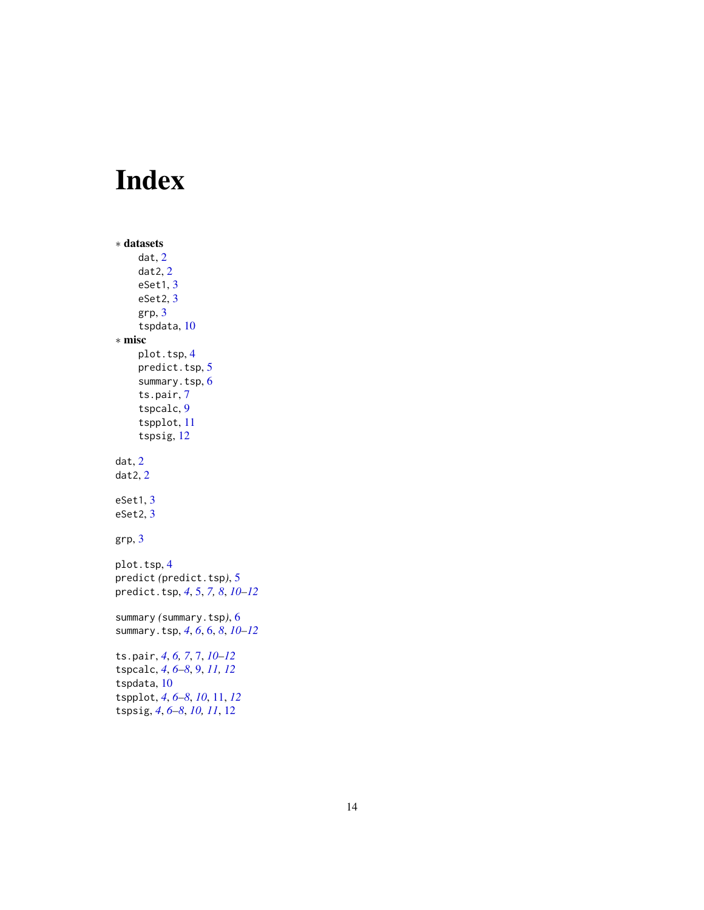# Index

∗ **datasets**
   dat, 2
   dat2, 2
   eSet1, 3
   eSet2, 3
   grp, 3
   tspdata, 10

∗ **misc**
   plot.tsp, 4
   predict.tsp, 5
   summary.tsp, 6
   ts.pair, 7
   tspcalc, 9
   tspplot, 11
   tspsig, 12

dat, 2
dat2, 2

eSet1, 3
eSet2, 3

grp, 3

plot.tsp, 4
predict *(*predict.tsp*)*, 5
predict.tsp, *4*, 5, *7, 8*, *10–12*

summary *(*summary.tsp*)*, 6
summary.tsp, *4*, *6*, 6, *8*, *10–12*

ts.pair, *4*, *6, 7*, 7, *10–12*
tspcalc, *4*, *6–8*, 9, *11, 12*
tspdata, 10
tspplot, *4*, *6–8*, *10*, 11, *12*
tspsig, *4*, *6–8*, *10, 11*, 12